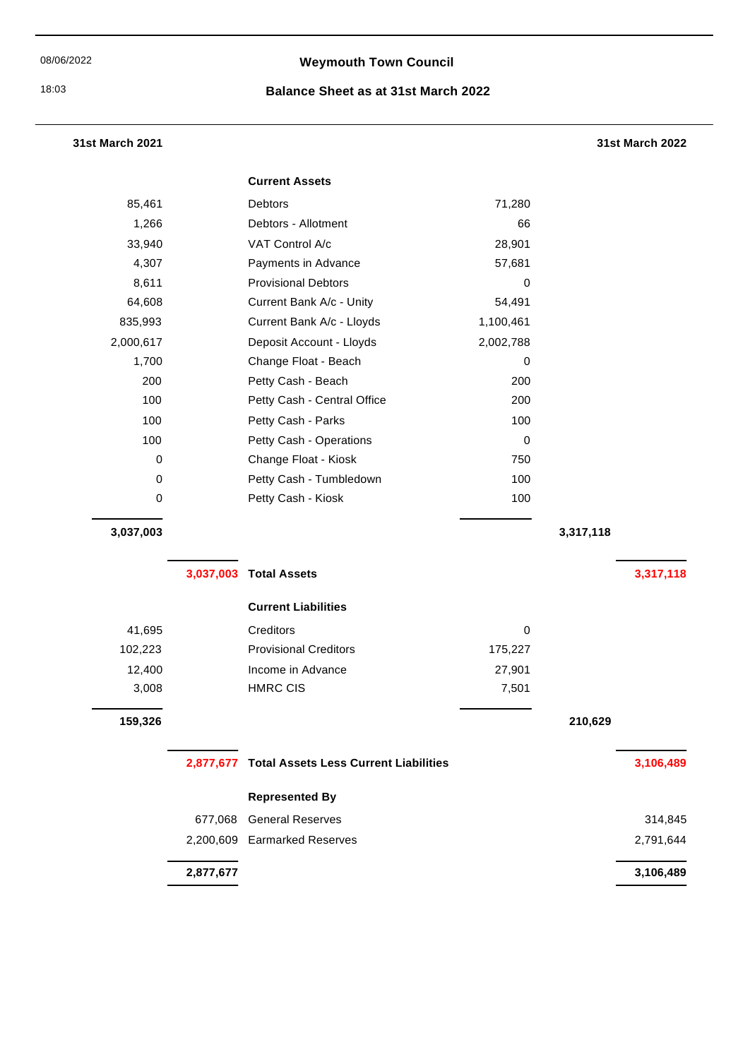08/06/2022

18:03

# Weymouth Town Council

## Balance Sheet as at 31st March 2022

| 31st March 2021 | | | | | 31st March 2022 |
|---|---|---|---|---|---|
| | | **Current Assets** | | | |
| 85,461 | | Debtors | 71,280 | | |
| 1,266 | | Debtors - Allotment | 66 | | |
| 33,940 | | VAT Control A/c | 28,901 | | |
| 4,307 | | Payments in Advance | 57,681 | | |
| 8,611 | | Provisional Debtors | 0 | | |
| 64,608 | | Current Bank A/c - Unity | 54,491 | | |
| 835,993 | | Current Bank A/c - Lloyds | 1,100,461 | | |
| 2,000,617 | | Deposit Account - Lloyds | 2,002,788 | | |
| 1,700 | | Change Float - Beach | 0 | | |
| 200 | | Petty Cash - Beach | 200 | | |
| 100 | | Petty Cash - Central Office | 200 | | |
| 100 | | Petty Cash - Parks | 100 | | |
| 100 | | Petty Cash - Operations | 0 | | |
| 0 | | Change Float - Kiosk | 750 | | |
| 0 | | Petty Cash - Tumbledown | 100 | | |
| 0 | | Petty Cash - Kiosk | 100 | | |
| **3,037,003** | | | | **3,317,118** | |
| | **3,037,003** | **Total Assets** | | | **3,317,118** |
| | | **Current Liabilities** | | | |
| 41,695 | | Creditors | 0 | | |
| 102,223 | | Provisional Creditors | 175,227 | | |
| 12,400 | | Income in Advance | 27,901 | | |
| 3,008 | | HMRC CIS | 7,501 | | |
| **159,326** | | | | **210,629** | |
| | **2,877,677** | **Total Assets Less Current Liabilities** | | | **3,106,489** |
| | | **Represented By** | | | |
| | 677,068 | General Reserves | | | 314,845 |
| | 2,200,609 | Earmarked Reserves | | | 2,791,644 |
| | **2,877,677** | | | | **3,106,489** |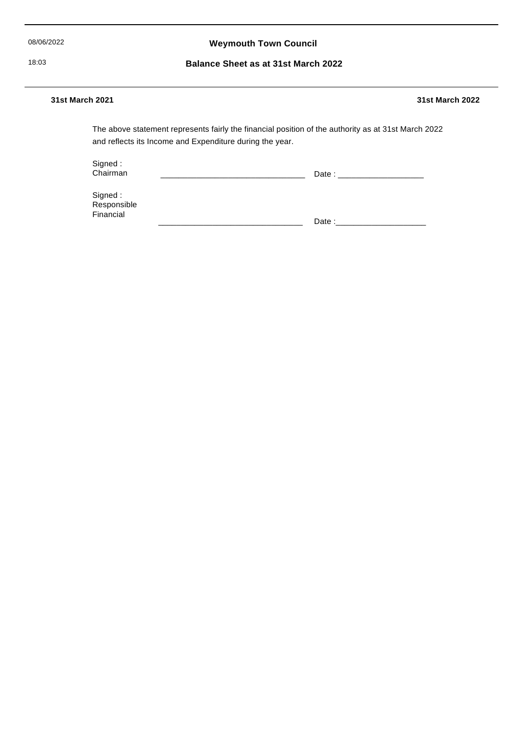| 31st March 2021 | | 31st March 2022 |
| --- | --- | --- |

The above statement represents fairly the financial position of the authority as at 31st March 2022 and reflects its Income and Expenditure during the year.

Signed : Chairman _______________________________ Date : ___________________

Signed : Responsible Financial _______________________________ Date :____________________